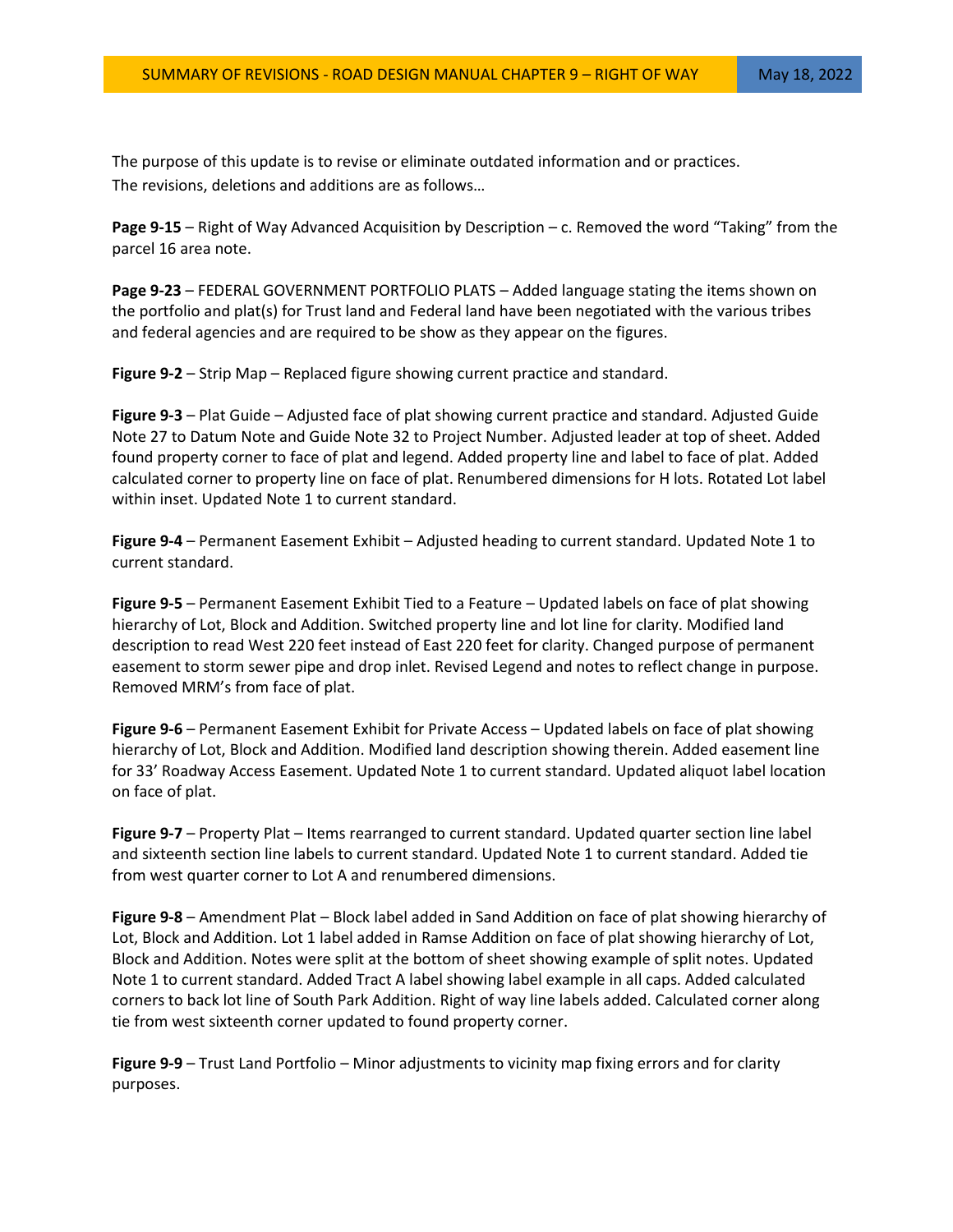# SUMMARY OF REVISIONS - ROAD DESIGN MANUAL CHAPTER 9 – RIGHT OF WAY

May 18, 2022

The purpose of this update is to revise or eliminate outdated information and or practices.
The revisions, deletions and additions are as follows…

**Page 9-15** – Right of Way Advanced Acquisition by Description – c. Removed the word "Taking" from the parcel 16 area note.

**Page 9-23** – FEDERAL GOVERNMENT PORTFOLIO PLATS – Added language stating the items shown on the portfolio and plat(s) for Trust land and Federal land have been negotiated with the various tribes and federal agencies and are required to be show as they appear on the figures.

**Figure 9-2** – Strip Map – Replaced figure showing current practice and standard.

**Figure 9-3** – Plat Guide – Adjusted face of plat showing current practice and standard. Adjusted Guide Note 27 to Datum Note and Guide Note 32 to Project Number. Adjusted leader at top of sheet. Added found property corner to face of plat and legend. Added property line and label to face of plat. Added calculated corner to property line on face of plat. Renumbered dimensions for H lots. Rotated Lot label within inset. Updated Note 1 to current standard.

**Figure 9-4** – Permanent Easement Exhibit – Adjusted heading to current standard. Updated Note 1 to current standard.

**Figure 9-5** – Permanent Easement Exhibit Tied to a Feature – Updated labels on face of plat showing hierarchy of Lot, Block and Addition. Switched property line and lot line for clarity. Modified land description to read West 220 feet instead of East 220 feet for clarity. Changed purpose of permanent easement to storm sewer pipe and drop inlet. Revised Legend and notes to reflect change in purpose. Removed MRM's from face of plat.

**Figure 9-6** – Permanent Easement Exhibit for Private Access – Updated labels on face of plat showing hierarchy of Lot, Block and Addition. Modified land description showing therein. Added easement line for 33' Roadway Access Easement. Updated Note 1 to current standard. Updated aliquot label location on face of plat.

**Figure 9-7** – Property Plat – Items rearranged to current standard. Updated quarter section line label and sixteenth section line labels to current standard. Updated Note 1 to current standard. Added tie from west quarter corner to Lot A and renumbered dimensions.

**Figure 9-8** – Amendment Plat – Block label added in Sand Addition on face of plat showing hierarchy of Lot, Block and Addition. Lot 1 label added in Ramse Addition on face of plat showing hierarchy of Lot, Block and Addition. Notes were split at the bottom of sheet showing example of split notes. Updated Note 1 to current standard. Added Tract A label showing label example in all caps. Added calculated corners to back lot line of South Park Addition. Right of way line labels added. Calculated corner along tie from west sixteenth corner updated to found property corner.

**Figure 9-9** – Trust Land Portfolio – Minor adjustments to vicinity map fixing errors and for clarity purposes.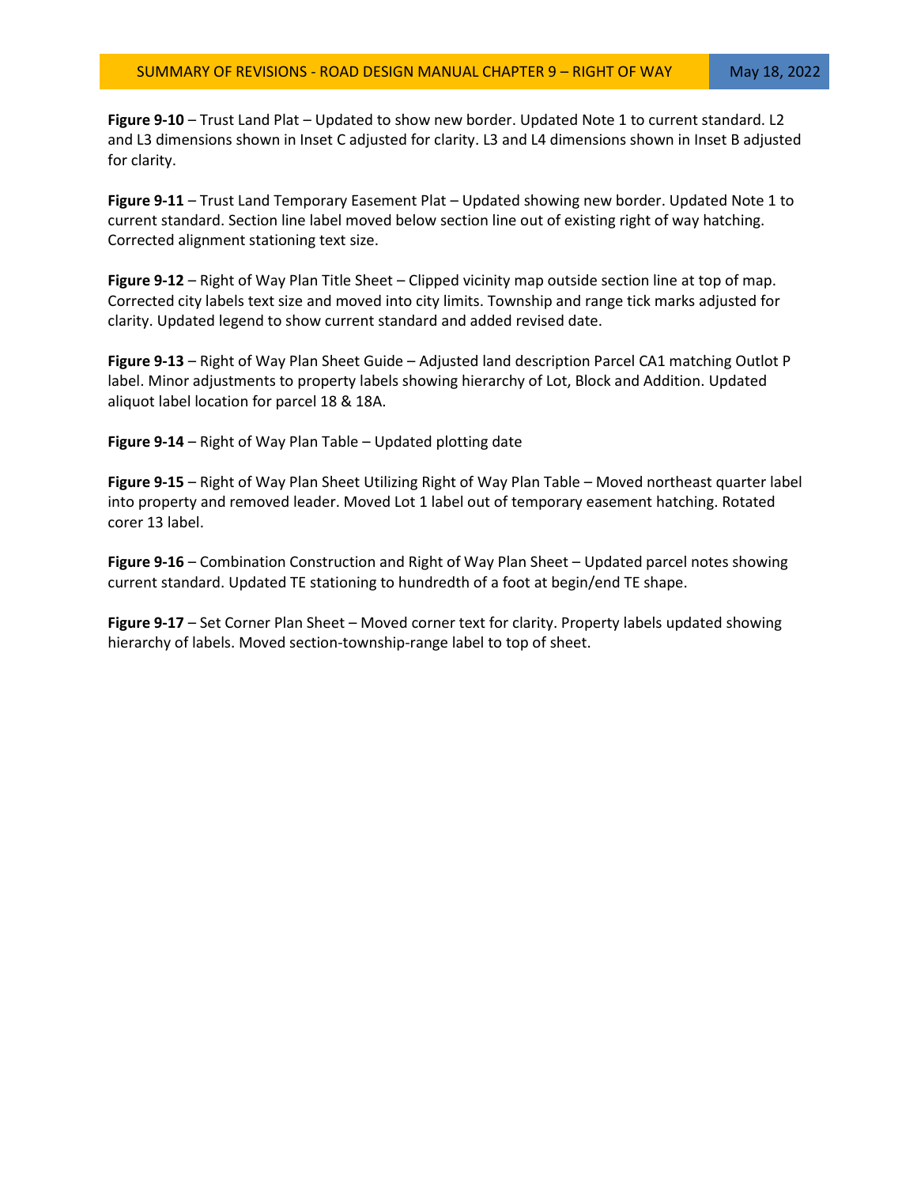**Figure 9-10** – Trust Land Plat – Updated to show new border. Updated Note 1 to current standard. L2 and L3 dimensions shown in Inset C adjusted for clarity. L3 and L4 dimensions shown in Inset B adjusted for clarity.

**Figure 9-11** – Trust Land Temporary Easement Plat – Updated showing new border. Updated Note 1 to current standard. Section line label moved below section line out of existing right of way hatching. Corrected alignment stationing text size.

**Figure 9-12** – Right of Way Plan Title Sheet – Clipped vicinity map outside section line at top of map. Corrected city labels text size and moved into city limits. Township and range tick marks adjusted for clarity. Updated legend to show current standard and added revised date.

**Figure 9-13** – Right of Way Plan Sheet Guide – Adjusted land description Parcel CA1 matching Outlot P label. Minor adjustments to property labels showing hierarchy of Lot, Block and Addition. Updated aliquot label location for parcel 18 & 18A.

**Figure 9-14** – Right of Way Plan Table – Updated plotting date

**Figure 9-15** – Right of Way Plan Sheet Utilizing Right of Way Plan Table – Moved northeast quarter label into property and removed leader. Moved Lot 1 label out of temporary easement hatching. Rotated corer 13 label.

**Figure 9-16** – Combination Construction and Right of Way Plan Sheet – Updated parcel notes showing current standard. Updated TE stationing to hundredth of a foot at begin/end TE shape.

**Figure 9-17** – Set Corner Plan Sheet – Moved corner text for clarity. Property labels updated showing hierarchy of labels. Moved section-township-range label to top of sheet.